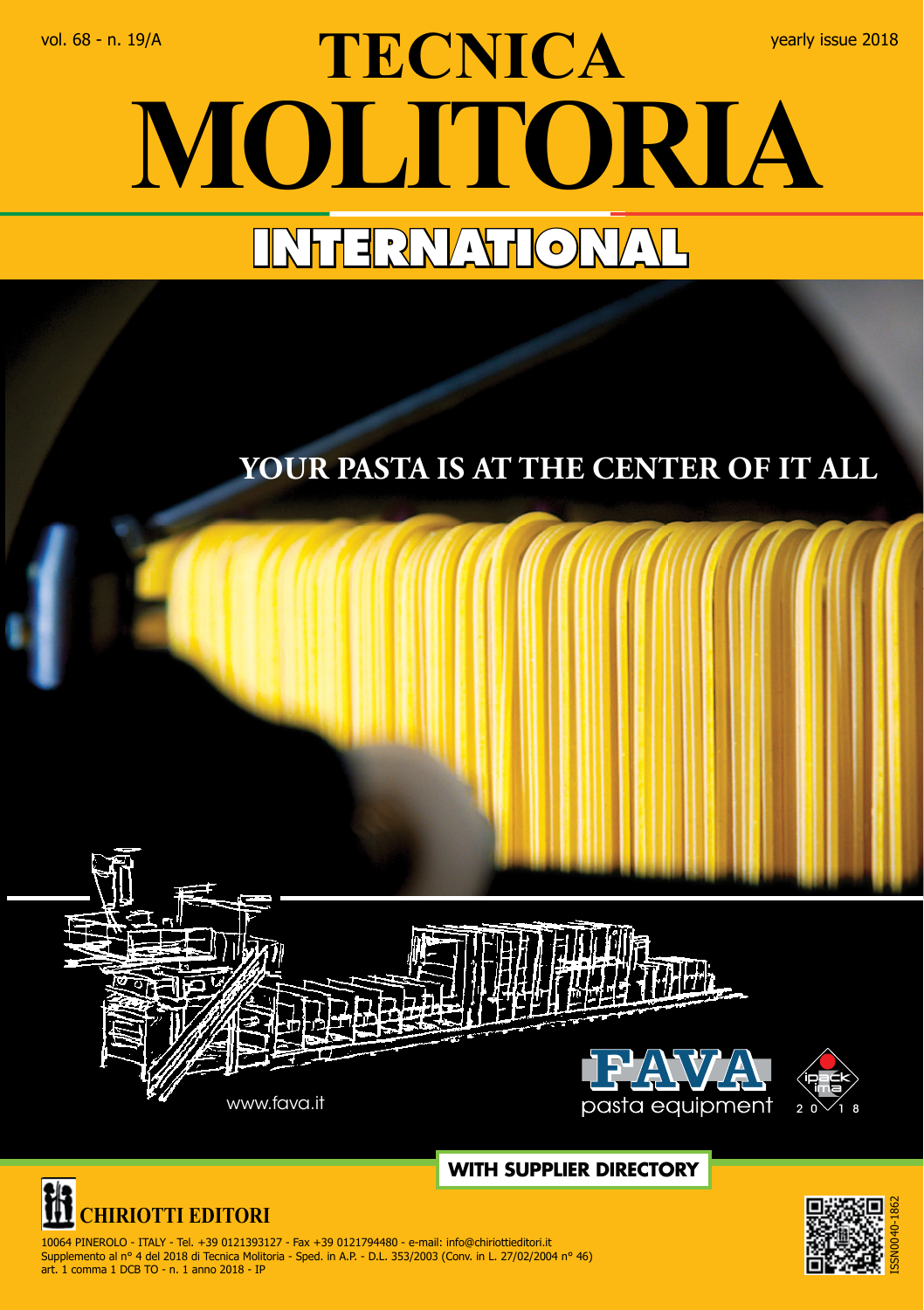vol. 68 - n. 19/A

yearly issue 2018

# TECNICA MOLITORIA

## INTERNATIONAL

**YOUR PASTA IS AT THE CENTER OF IT ALL**

www.fava.it

FAVA pasta equipment

ipack ima 2018

**WITH SUPPLIER DIRECTORY**

**CHIRIOTTI EDITORI**

10064 PINEROLO - ITALY - Tel. +39 0121393127 - Fax +39 0121794480 - e-mail: info@chiriottieditori.it
Supplemento al n° 4 del 2018 di Tecnica Molitoria - Sped. in A.P. - D.L. 353/2003 (Conv. in L. 27/02/2004 n° 46)
art. 1 comma 1 DCB TO - n. 1 anno 2018 - IP

ISSN0040-1862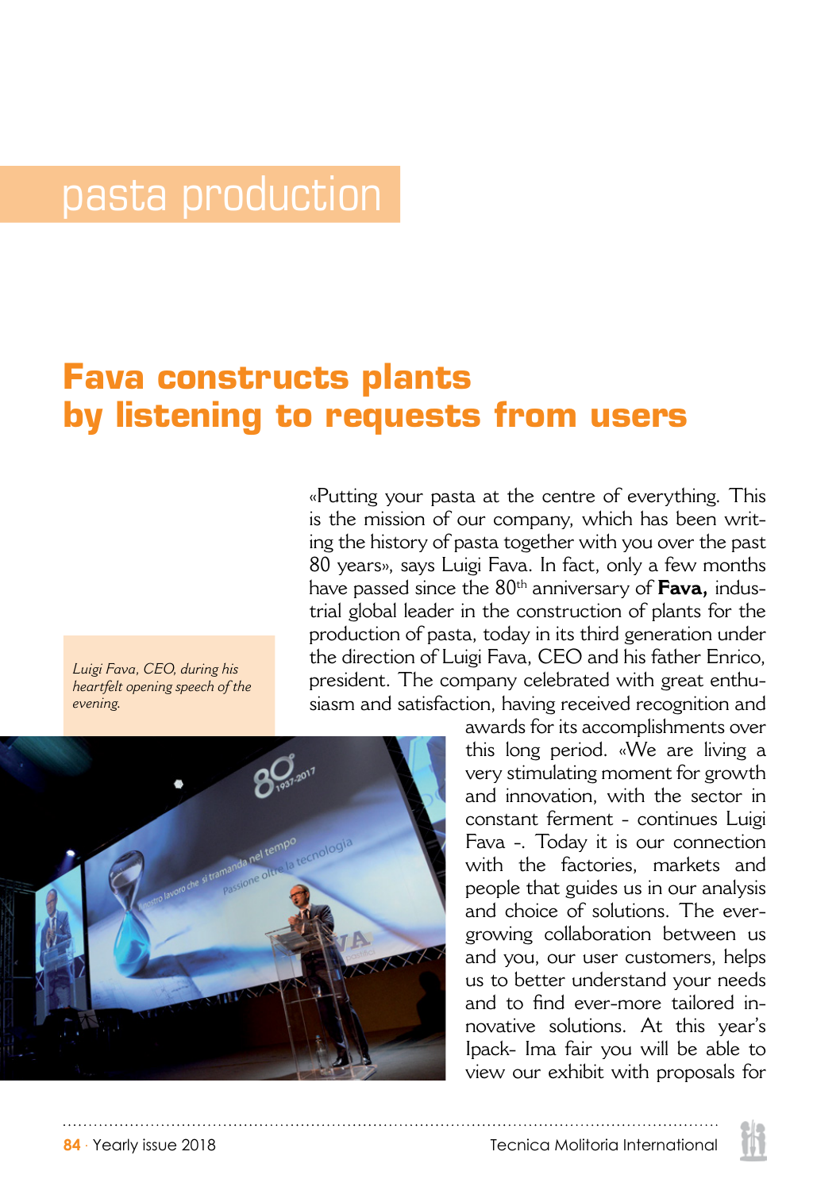# pasta production

## Fava constructs plants by listening to requests from users

*Luigi Fava, CEO, during his heartfelt opening speech of the evening.*

«Putting your pasta at the centre of everything. This is the mission of our company, which has been writing the history of pasta together with you over the past 80 years», says Luigi Fava. In fact, only a few months have passed since the 80th anniversary of **Fava,** industrial global leader in the construction of plants for the production of pasta, today in its third generation under the direction of Luigi Fava, CEO and his father Enrico, president. The company celebrated with great enthusiasm and satisfaction, having received recognition and awards for its accomplishments over this long period. «We are living a very stimulating moment for growth and innovation, with the sector in constant ferment - continues Luigi Fava -. Today it is our connection with the factories, markets and people that guides us in our analysis and choice of solutions. The ever-growing collaboration between us and you, our user customers, helps us to better understand your needs and to find ever-more tailored innovative solutions. At this year's Ipack- Ima fair you will be able to view our exhibit with proposals for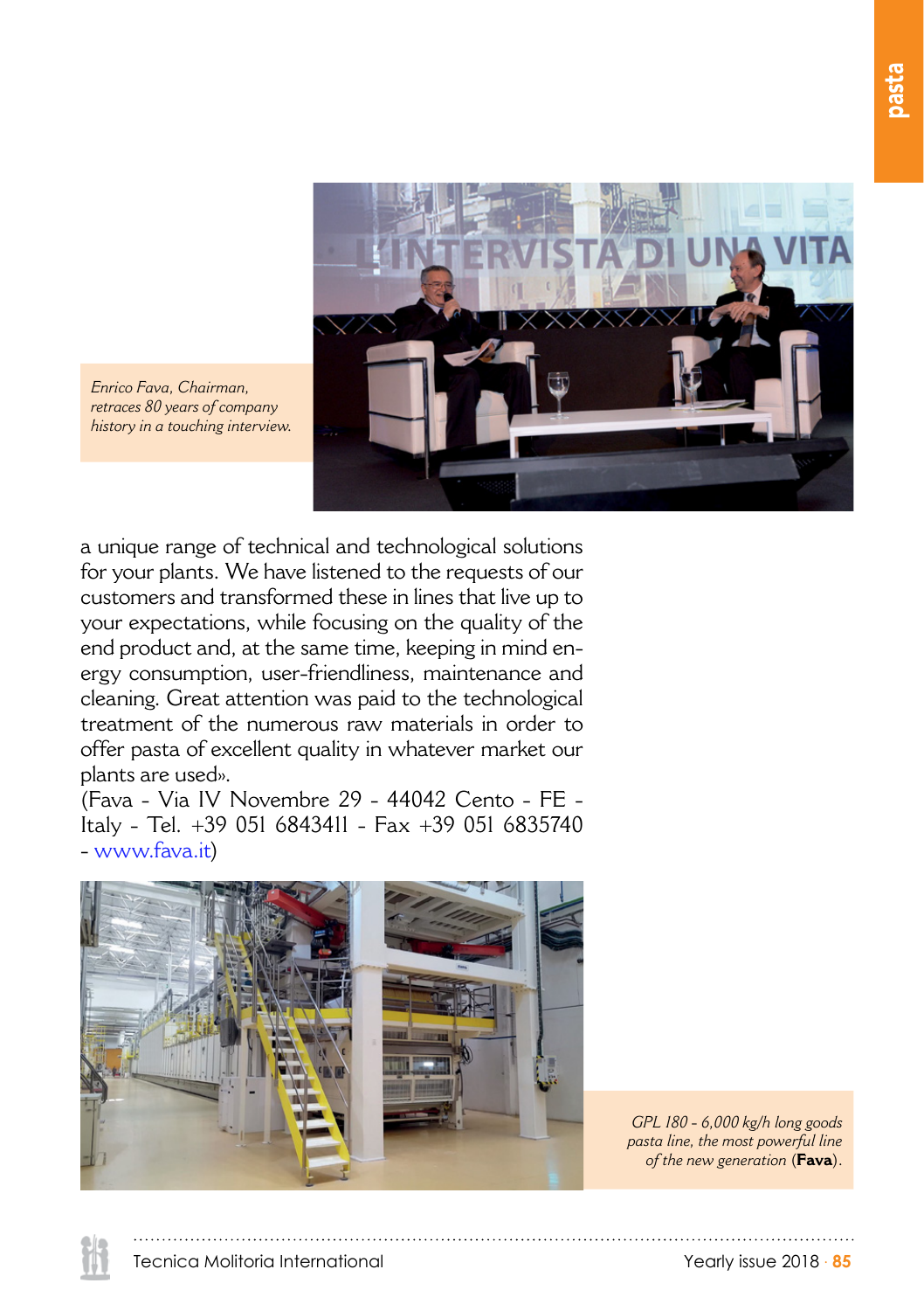Enrico Fava, Chairman, retraces 80 years of company history in a touching interview.

a unique range of technical and technological solutions for your plants. We have listened to the requests of our customers and transformed these in lines that live up to your expectations, while focusing on the quality of the end product and, at the same time, keeping in mind energy consumption, user-friendliness, maintenance and cleaning. Great attention was paid to the technological treatment of the numerous raw materials in order to offer pasta of excellent quality in whatever market our plants are used».

(Fava - Via IV Novembre 29 - 44042 Cento - FE - Italy - Tel. +39 051 6843411 - Fax +39 051 6835740 - www.fava.it)

*GPL 180 - 6,000 kg/h long goods pasta line, the most powerful line of the new generation* (**Fava**).